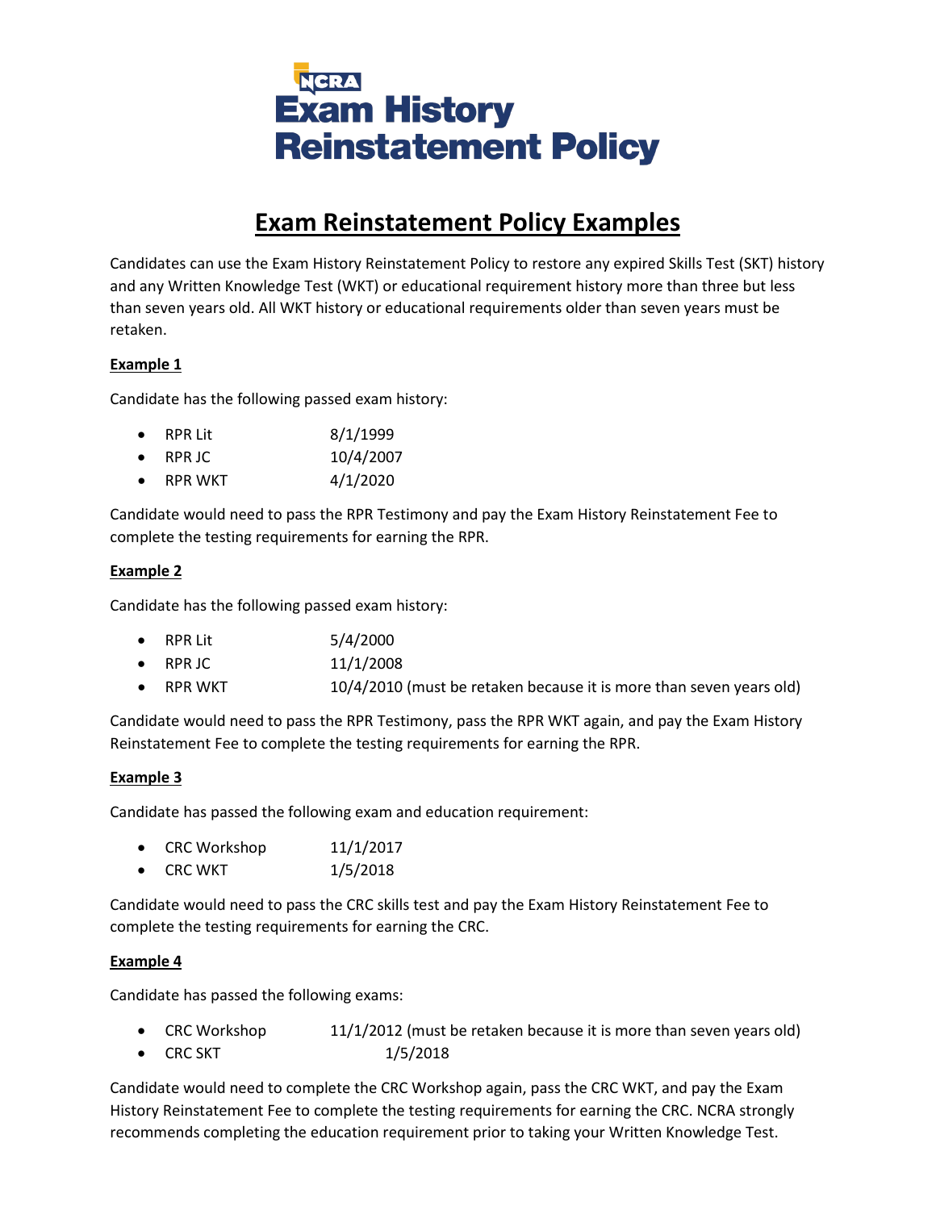NCRA

# Exam History Reinstatement Policy

## Exam Reinstatement Policy Examples

Candidates can use the Exam History Reinstatement Policy to restore any expired Skills Test (SKT) history and any Written Knowledge Test (WKT) or educational requirement history more than three but less than seven years old. All WKT history or educational requirements older than seven years must be retaken.

### Example 1

Candidate has the following passed exam history:

- RPR Lit 8/1/1999
- RPR JC 10/4/2007
- RPR WKT 4/1/2020

Candidate would need to pass the RPR Testimony and pay the Exam History Reinstatement Fee to complete the testing requirements for earning the RPR.

### Example 2

Candidate has the following passed exam history:

- RPR Lit 5/4/2000
- RPR JC 11/1/2008
- RPR WKT 10/4/2010 (must be retaken because it is more than seven years old)

Candidate would need to pass the RPR Testimony, pass the RPR WKT again, and pay the Exam History Reinstatement Fee to complete the testing requirements for earning the RPR.

### Example 3

Candidate has passed the following exam and education requirement:

- CRC Workshop 11/1/2017
- CRC WKT 1/5/2018

Candidate would need to pass the CRC skills test and pay the Exam History Reinstatement Fee to complete the testing requirements for earning the CRC.

### Example 4

Candidate has passed the following exams:

- CRC Workshop 11/1/2012 (must be retaken because it is more than seven years old)
- CRC SKT 1/5/2018

Candidate would need to complete the CRC Workshop again, pass the CRC WKT, and pay the Exam History Reinstatement Fee to complete the testing requirements for earning the CRC. NCRA strongly recommends completing the education requirement prior to taking your Written Knowledge Test.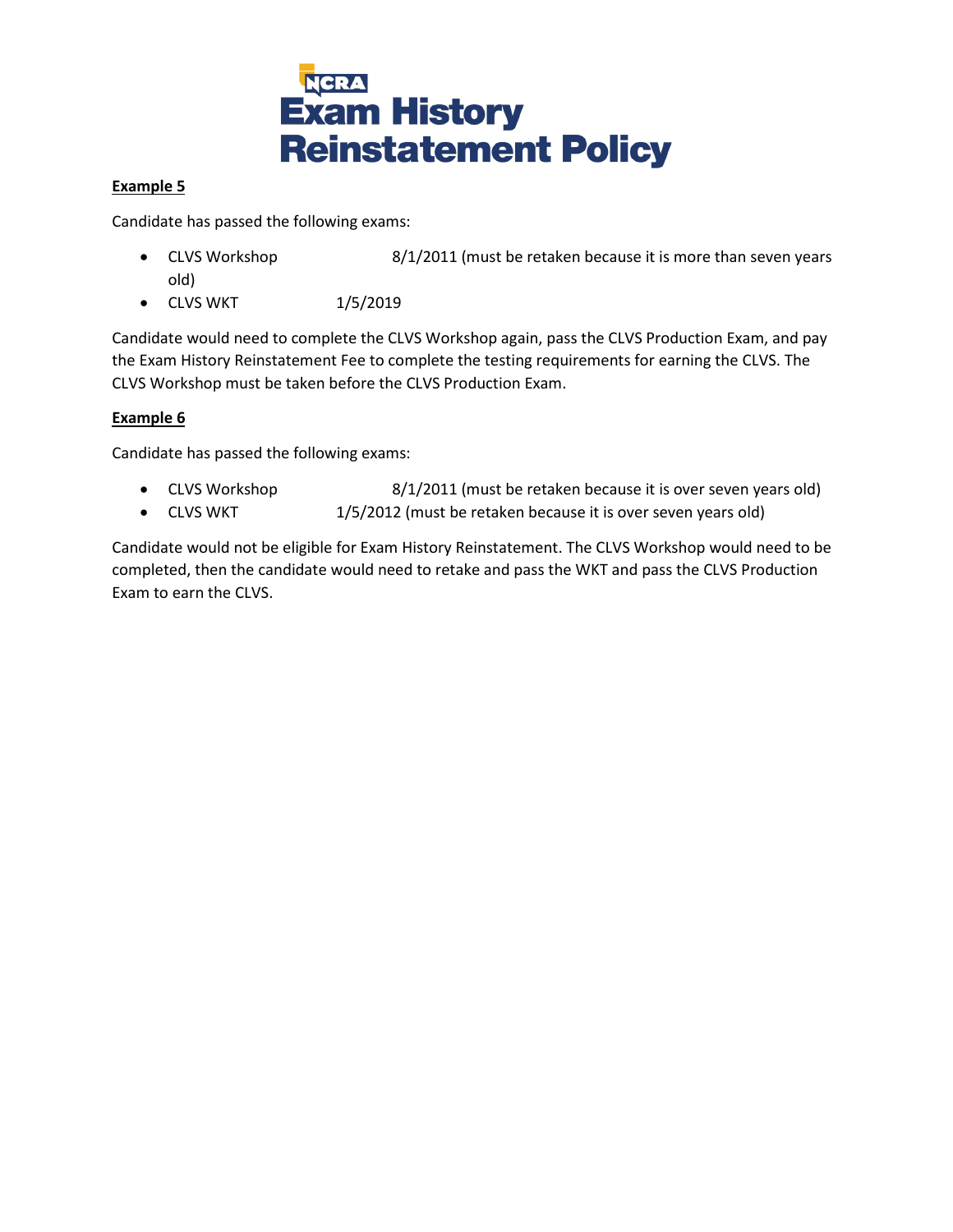# NCRA Exam History Reinstatement Policy

**Example 5**

Candidate has passed the following exams:

- CLVS Workshop 8/1/2011 (must be retaken because it is more than seven years old)
- CLVS WKT 1/5/2019

Candidate would need to complete the CLVS Workshop again, pass the CLVS Production Exam, and pay the Exam History Reinstatement Fee to complete the testing requirements for earning the CLVS. The CLVS Workshop must be taken before the CLVS Production Exam.

**Example 6**

Candidate has passed the following exams:

- CLVS Workshop 8/1/2011 (must be retaken because it is over seven years old)
- CLVS WKT 1/5/2012 (must be retaken because it is over seven years old)

Candidate would not be eligible for Exam History Reinstatement. The CLVS Workshop would need to be completed, then the candidate would need to retake and pass the WKT and pass the CLVS Production Exam to earn the CLVS.